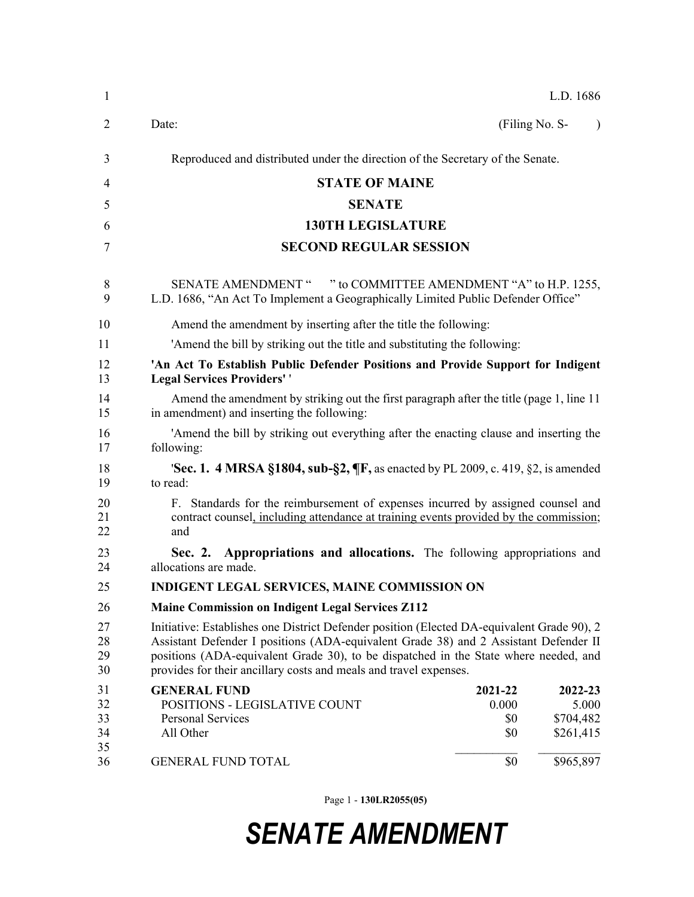L.D. 1686

Date: (Filing No. S- )

Reproduced and distributed under the direction of the Secretary of the Senate.

**STATE OF MAINE**

**SENATE**

**130TH LEGISLATURE**

**SECOND REGULAR SESSION**

SENATE AMENDMENT " " to COMMITTEE AMENDMENT "A" to H.P. 1255, L.D. 1686, "An Act To Implement a Geographically Limited Public Defender Office"

Amend the amendment by inserting after the title the following:

'Amend the bill by striking out the title and substituting the following:

**'An Act To Establish Public Defender Positions and Provide Support for Indigent Legal Services Providers' '**

Amend the amendment by striking out the first paragraph after the title (page 1, line 11 in amendment) and inserting the following:

'Amend the bill by striking out everything after the enacting clause and inserting the following:

'**Sec. 1. 4 MRSA §1804, sub-§2, ¶F,** as enacted by PL 2009, c. 419, §2, is amended to read:

F. Standards for the reimbursement of expenses incurred by assigned counsel and contract counsel, including attendance at training events provided by the commission; and

**Sec. 2. Appropriations and allocations.** The following appropriations and allocations are made.

**INDIGENT LEGAL SERVICES, MAINE COMMISSION ON**

**Maine Commission on Indigent Legal Services Z112**

Initiative: Establishes one District Defender position (Elected DA-equivalent Grade 90), 2 Assistant Defender I positions (ADA-equivalent Grade 38) and 2 Assistant Defender II positions (ADA-equivalent Grade 30), to be dispatched in the State where needed, and provides for their ancillary costs and meals and travel expenses.

| GENERAL FUND | 2021-22 | 2022-23 |
|---|---|---|
| POSITIONS - LEGISLATIVE COUNT | 0.000 | 5.000 |
| Personal Services | $0 | $704,482 |
| All Other | $0 | $261,415 |
| GENERAL FUND TOTAL | $0 | $965,897 |

Page 1 - 130LR2055(05)

***SENATE AMENDMENT***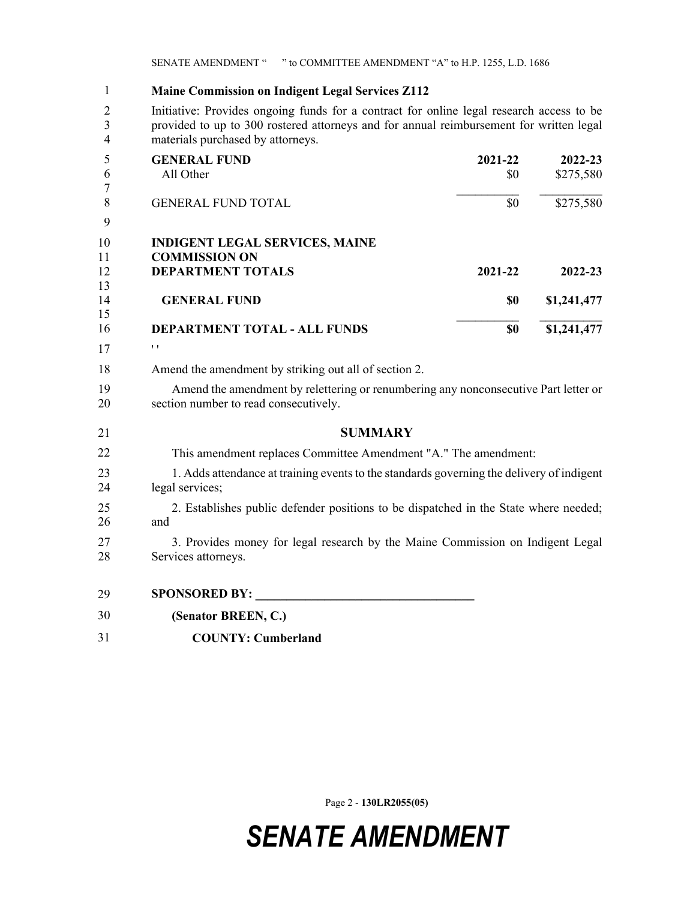**Maine Commission on Indigent Legal Services Z112**

Initiative: Provides ongoing funds for a contract for online legal research access to be provided to up to 300 rostered attorneys and for annual reimbursement for written legal materials purchased by attorneys.

| GENERAL FUND | 2021-22 | 2022-23 |
|---|---|---|
| All Other | $0 | $275,580 |
| GENERAL FUND TOTAL | $0 | $275,580 |

| INDIGENT LEGAL SERVICES, MAINE COMMISSION ON DEPARTMENT TOTALS | 2021-22 | 2022-23 |
|---|---|---|
| **GENERAL FUND** | **$0** | **$1,241,477** |
| **DEPARTMENT TOTAL - ALL FUNDS** | **$0** | **$1,241,477** |

' '

Amend the amendment by striking out all of section 2.

Amend the amendment by relettering or renumbering any nonconsecutive Part letter or section number to read consecutively.

## SUMMARY

This amendment replaces Committee Amendment "A." The amendment:

1. Adds attendance at training events to the standards governing the delivery of indigent legal services;

2. Establishes public defender positions to be dispatched in the State where needed; and

3. Provides money for legal research by the Maine Commission on Indigent Legal Services attorneys.

**SPONSORED BY: ___________________________________**

**(Senator BREEN, C.)**

**COUNTY: Cumberland**

# *SENATE AMENDMENT*